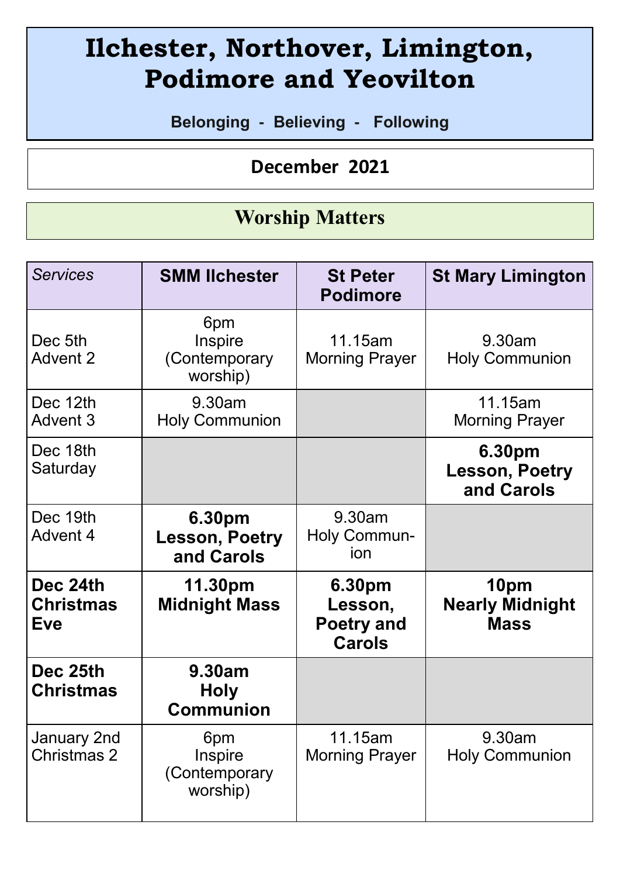# Ilchester, Northover, Limington, Podimore and Yeovilton

**Belonging - Believing - Following**

## December 2021

## Worship Matters

| *Services* | **SMM Ilchester** | **St Peter Podimore** | **St Mary Limington** |
|---|---|---|---|
| Dec 5th Advent 2 | 6pm Inspire (Contemporary worship) | 11.15am Morning Prayer | 9.30am Holy Communion |
| Dec 12th Advent 3 | 9.30am Holy Communion | | 11.15am Morning Prayer |
| Dec 18th Saturday | | | **6.30pm Lesson, Poetry and Carols** |
| Dec 19th Advent 4 | **6.30pm Lesson, Poetry and Carols** | 9.30am Holy Communion | |
| **Dec 24th Christmas Eve** | **11.30pm Midnight Mass** | **6.30pm Lesson, Poetry and Carols** | **10pm Nearly Midnight Mass** |
| **Dec 25th Christmas** | **9.30am Holy Communion** | | |
| January 2nd Christmas 2 | 6pm Inspire (Contemporary worship) | 11.15am Morning Prayer | 9.30am Holy Communion |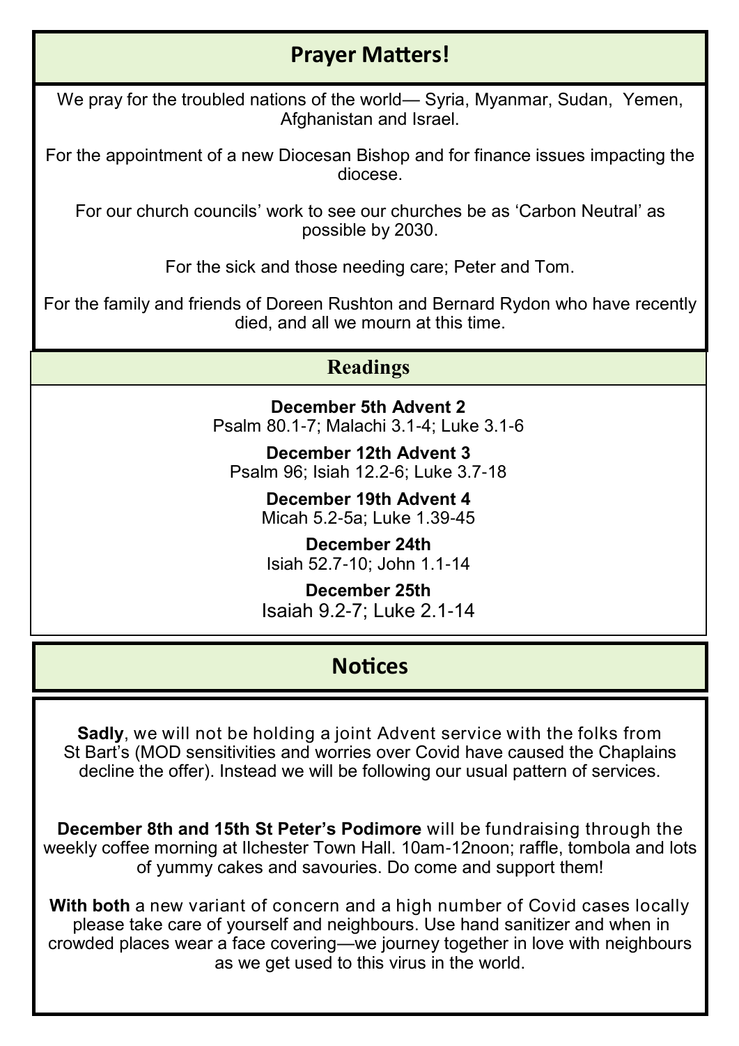## Prayer Matters!

We pray for the troubled nations of the world— Syria, Myanmar, Sudan, Yemen, Afghanistan and Israel.

For the appointment of a new Diocesan Bishop and for finance issues impacting the diocese.

For our church councils' work to see our churches be as 'Carbon Neutral' as possible by 2030.

For the sick and those needing care; Peter and Tom.

For the family and friends of Doreen Rushton and Bernard Rydon who have recently died, and all we mourn at this time.

## Readings

**December 5th Advent 2**
Psalm 80.1-7; Malachi 3.1-4; Luke 3.1-6

**December 12th Advent 3**
Psalm 96; Isiah 12.2-6; Luke 3.7-18

**December 19th Advent 4**
Micah 5.2-5a; Luke 1.39-45

**December 24th**
Isiah 52.7-10; John 1.1-14

**December 25th**
Isaiah 9.2-7; Luke 2.1-14

## Notices

**Sadly**, we will not be holding a joint Advent service with the folks from St Bart's (MOD sensitivities and worries over Covid have caused the Chaplains decline the offer). Instead we will be following our usual pattern of services.

**December 8th and 15th St Peter's Podimore** will be fundraising through the weekly coffee morning at Ilchester Town Hall. 10am-12noon; raffle, tombola and lots of yummy cakes and savouries. Do come and support them!

**With both** a new variant of concern and a high number of Covid cases locally please take care of yourself and neighbours. Use hand sanitizer and when in crowded places wear a face covering—we journey together in love with neighbours as we get used to this virus in the world.